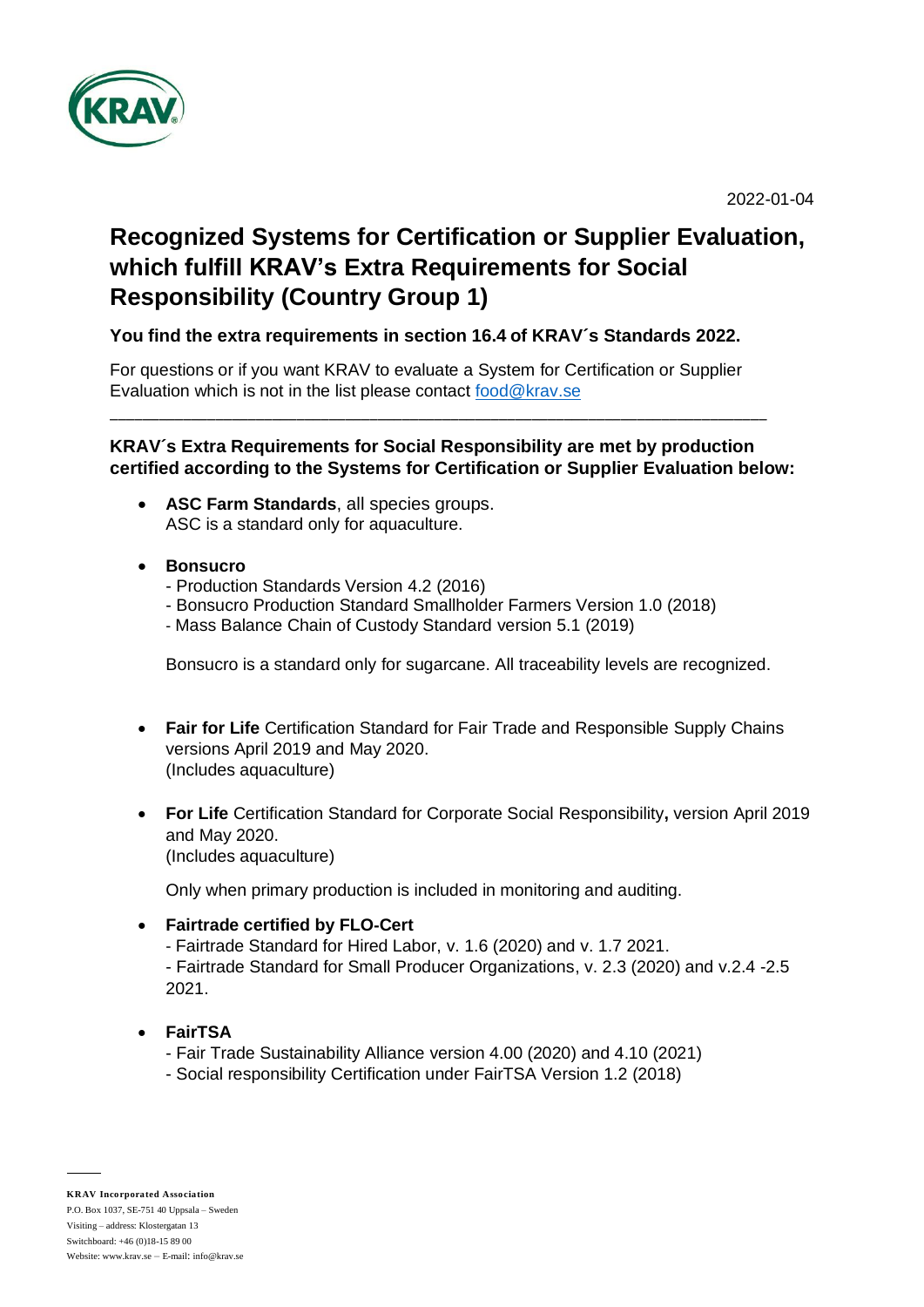2022-01-04

# Recognized Systems for Certification or Supplier Evaluation, which fulfill KRAV's Extra Requirements for Social Responsibility (Country Group 1)

**You find the extra requirements in section 16.4 of KRAV´s Standards 2022.**

For questions or if you want KRAV to evaluate a System for Certification or Supplier Evaluation which is not in the list please contact [food@krav.se](mailto:food@krav.se)

---

**KRAV´s Extra Requirements for Social Responsibility are met by production certified according to the Systems for Certification or Supplier Evaluation below:**

- **ASC Farm Standards**, all species groups.
  ASC is a standard only for aquaculture.

- **Bonsucro**
  - Production Standards Version 4.2 (2016)
  - Bonsucro Production Standard Smallholder Farmers Version 1.0 (2018)
  - Mass Balance Chain of Custody Standard version 5.1 (2019)

  Bonsucro is a standard only for sugarcane. All traceability levels are recognized.

- **Fair for Life** Certification Standard for Fair Trade and Responsible Supply Chains versions April 2019 and May 2020.
  (Includes aquaculture)

- **For Life** Certification Standard for Corporate Social Responsibility**,** version April 2019 and May 2020.
  (Includes aquaculture)

  Only when primary production is included in monitoring and auditing.

- **Fairtrade certified by FLO-Cert**
  - Fairtrade Standard for Hired Labor, v. 1.6 (2020) and v. 1.7 2021.
  - Fairtrade Standard for Small Producer Organizations, v. 2.3 (2020) and v.2.4 -2.5 2021.

- **FairTSA**
  - Fair Trade Sustainability Alliance version 4.00 (2020) and 4.10 (2021)
  - Social responsibility Certification under FairTSA Version 1.2 (2018)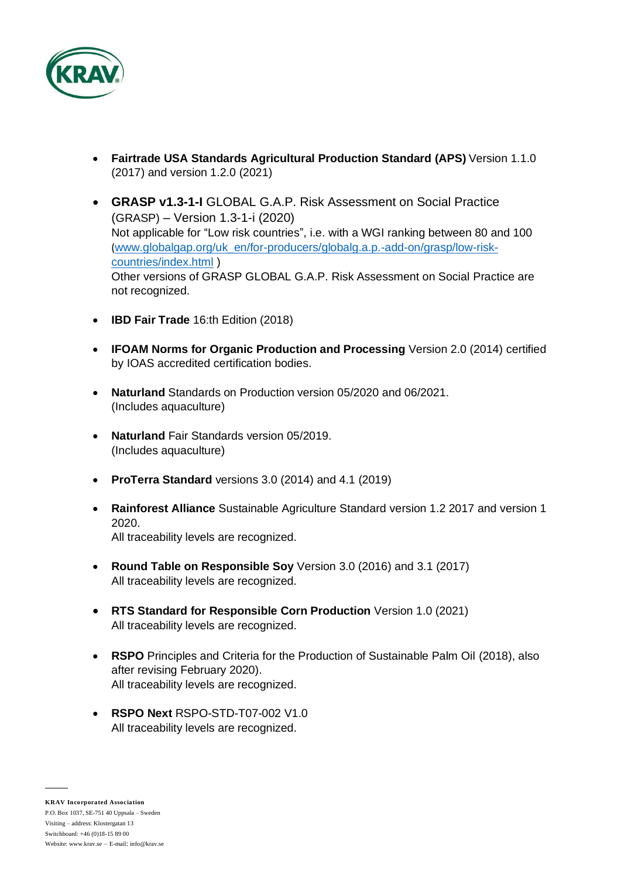- **Fairtrade USA Standards Agricultural Production Standard (APS)** Version 1.1.0 (2017) and version 1.2.0 (2021)

- **GRASP v1.3-1-I** GLOBAL G.A.P. Risk Assessment on Social Practice (GRASP) – Version 1.3-1-i (2020)
  Not applicable for "Low risk countries", i.e. with a WGI ranking between 80 and 100 (www.globalgap.org/uk_en/for-producers/globalg.a.p.-add-on/grasp/low-risk-countries/index.html )
  Other versions of GRASP GLOBAL G.A.P. Risk Assessment on Social Practice are not recognized.

- **IBD Fair Trade** 16:th Edition (2018)

- **IFOAM Norms for Organic Production and Processing** Version 2.0 (2014) certified by IOAS accredited certification bodies.

- **Naturland** Standards on Production version 05/2020 and 06/2021.
  (Includes aquaculture)

- **Naturland** Fair Standards version 05/2019.
  (Includes aquaculture)

- **ProTerra Standard** versions 3.0 (2014) and 4.1 (2019)

- **Rainforest Alliance** Sustainable Agriculture Standard version 1.2 2017 and version 1 2020.
  All traceability levels are recognized.

- **Round Table on Responsible Soy** Version 3.0 (2016) and 3.1 (2017)
  All traceability levels are recognized.

- **RTS Standard for Responsible Corn Production** Version 1.0 (2021)
  All traceability levels are recognized.

- **RSPO** Principles and Criteria for the Production of Sustainable Palm Oil (2018), also after revising February 2020).
  All traceability levels are recognized.

- **RSPO Next** RSPO-STD-T07-002 V1.0
  All traceability levels are recognized.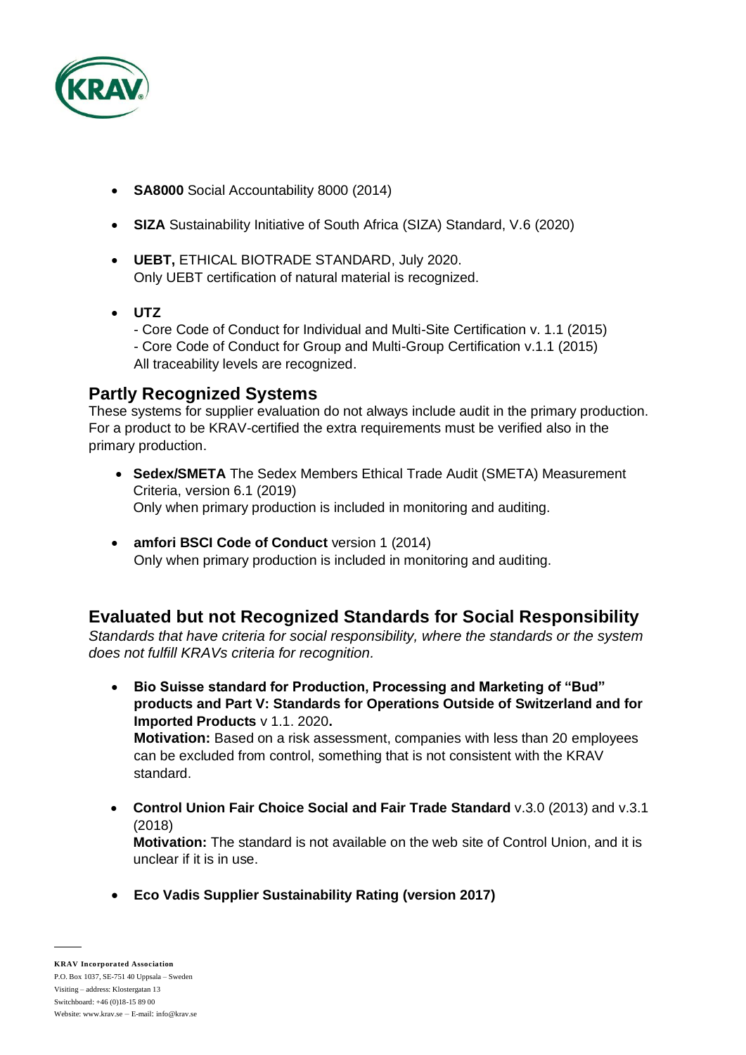- **SA8000** Social Accountability 8000 (2014)

- **SIZA** Sustainability Initiative of South Africa (SIZA) Standard, V.6 (2020)

- **UEBT,** ETHICAL BIOTRADE STANDARD, July 2020.
  Only UEBT certification of natural material is recognized.

- **UTZ**
  - Core Code of Conduct for Individual and Multi-Site Certification v. 1.1 (2015)
  - Core Code of Conduct for Group and Multi-Group Certification v.1.1 (2015)
  
  All traceability levels are recognized.

## Partly Recognized Systems

These systems for supplier evaluation do not always include audit in the primary production. For a product to be KRAV-certified the extra requirements must be verified also in the primary production.

- **Sedex/SMETA** The Sedex Members Ethical Trade Audit (SMETA) Measurement Criteria, version 6.1 (2019)
  Only when primary production is included in monitoring and auditing.

- **amfori BSCI Code of Conduct** version 1 (2014)
  Only when primary production is included in monitoring and auditing.

## Evaluated but not Recognized Standards for Social Responsibility

*Standards that have criteria for social responsibility, where the standards or the system does not fulfill KRAVs criteria for recognition.*

- **Bio Suisse standard for Production, Processing and Marketing of "Bud" products and Part V: Standards for Operations Outside of Switzerland and for Imported Products** v 1.1. 2020**.**
  **Motivation:** Based on a risk assessment, companies with less than 20 employees can be excluded from control, something that is not consistent with the KRAV standard.

- **Control Union Fair Choice Social and Fair Trade Standard** v.3.0 (2013) and v.3.1 (2018)
  **Motivation:** The standard is not available on the web site of Control Union, and it is unclear if it is in use.

- **Eco Vadis Supplier Sustainability Rating (version 2017)**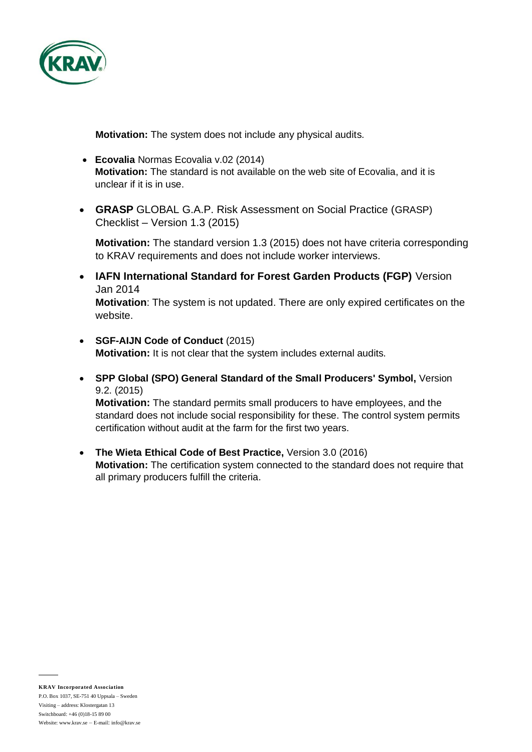**Motivation:** The system does not include any physical audits.

- **Ecovalia** Normas Ecovalia v.02 (2014)
  **Motivation:** The standard is not available on the web site of Ecovalia, and it is unclear if it is in use.

- **GRASP** GLOBAL G.A.P. Risk Assessment on Social Practice (GRASP) Checklist – Version 1.3 (2015)

  **Motivation:** The standard version 1.3 (2015) does not have criteria corresponding to KRAV requirements and does not include worker interviews.

- **IAFN International Standard for Forest Garden Products (FGP)** Version Jan 2014
  **Motivation**: The system is not updated. There are only expired certificates on the website.

- **SGF-AIJN Code of Conduct** (2015)
  **Motivation:** It is not clear that the system includes external audits.

- **SPP Global (SPO) General Standard of the Small Producers' Symbol,** Version 9.2. (2015)
  **Motivation:** The standard permits small producers to have employees, and the standard does not include social responsibility for these. The control system permits certification without audit at the farm for the first two years.

- **The Wieta Ethical Code of Best Practice,** Version 3.0 (2016)
  **Motivation:** The certification system connected to the standard does not require that all primary producers fulfill the criteria.